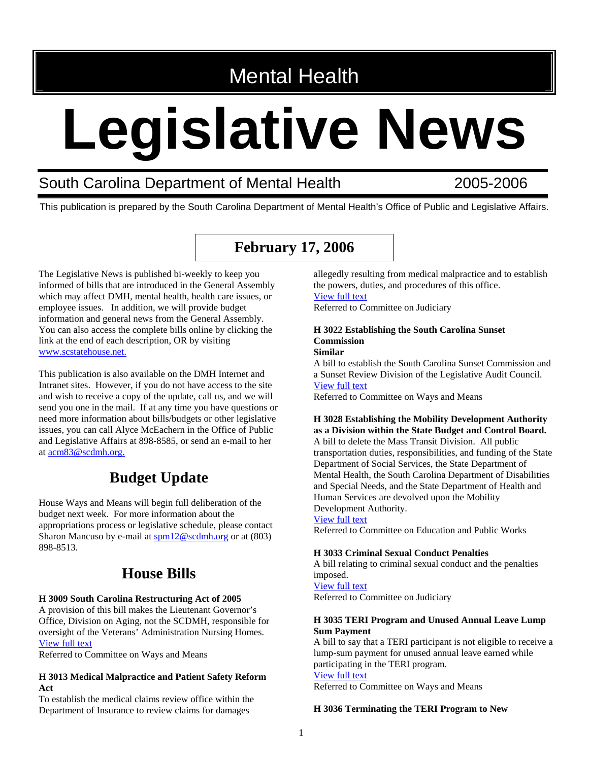# Mental Health

# Legislative News

South Carolina Department of Mental Health 2005-2006

This publication is prepared by the South Carolina Department of Mental Health's Office of Public and Legislative Affairs.

## February 17, 2006

The Legislative News is published bi-weekly to keep you informed of bills that are introduced in the General Assembly which may affect DMH, mental health, health care issues, or employee issues. In addition, we will provide budget information and general news from the General Assembly. You can also access the complete bills online by clicking the link at the end of each description, OR by visiting www.scstatehouse.net.

This publication is also available on the DMH Internet and Intranet sites. However, if you do not have access to the site and wish to receive a copy of the update, call us, and we will send you one in the mail. If at any time you have questions or need more information about bills/budgets or other legislative issues, you can call Alyce McEachern in the Office of Public and Legislative Affairs at 898-8585, or send an e-mail to her at acm83@scdmh.org.

## Budget Update

House Ways and Means will begin full deliberation of the budget next week. For more information about the appropriations process or legislative schedule, please contact Sharon Mancuso by e-mail at spm12@scdmh.org or at (803) 898-8513.

## House Bills

**H 3009 South Carolina Restructuring Act of 2005**
A provision of this bill makes the Lieutenant Governor's Office, Division on Aging, not the SCDMH, responsible for oversight of the Veterans' Administration Nursing Homes.
View full text
Referred to Committee on Ways and Means

**H 3013 Medical Malpractice and Patient Safety Reform Act**
To establish the medical claims review office within the Department of Insurance to review claims for damages allegedly resulting from medical malpractice and to establish the powers, duties, and procedures of this office.
View full text
Referred to Committee on Judiciary

**H 3022 Establishing the South Carolina Sunset Commission**
**Similar**
A bill to establish the South Carolina Sunset Commission and a Sunset Review Division of the Legislative Audit Council.
View full text
Referred to Committee on Ways and Means

**H 3028 Establishing the Mobility Development Authority as a Division within the State Budget and Control Board.**
A bill to delete the Mass Transit Division. All public transportation duties, responsibilities, and funding of the State Department of Social Services, the State Department of Mental Health, the South Carolina Department of Disabilities and Special Needs, and the State Department of Health and Human Services are devolved upon the Mobility Development Authority.
View full text
Referred to Committee on Education and Public Works

**H 3033 Criminal Sexual Conduct Penalties**
A bill relating to criminal sexual conduct and the penalties imposed.
View full text
Referred to Committee on Judiciary

**H 3035 TERI Program and Unused Annual Leave Lump Sum Payment**
A bill to say that a TERI participant is not eligible to receive a lump-sum payment for unused annual leave earned while participating in the TERI program.
View full text
Referred to Committee on Ways and Means

**H 3036 Terminating the TERI Program to New**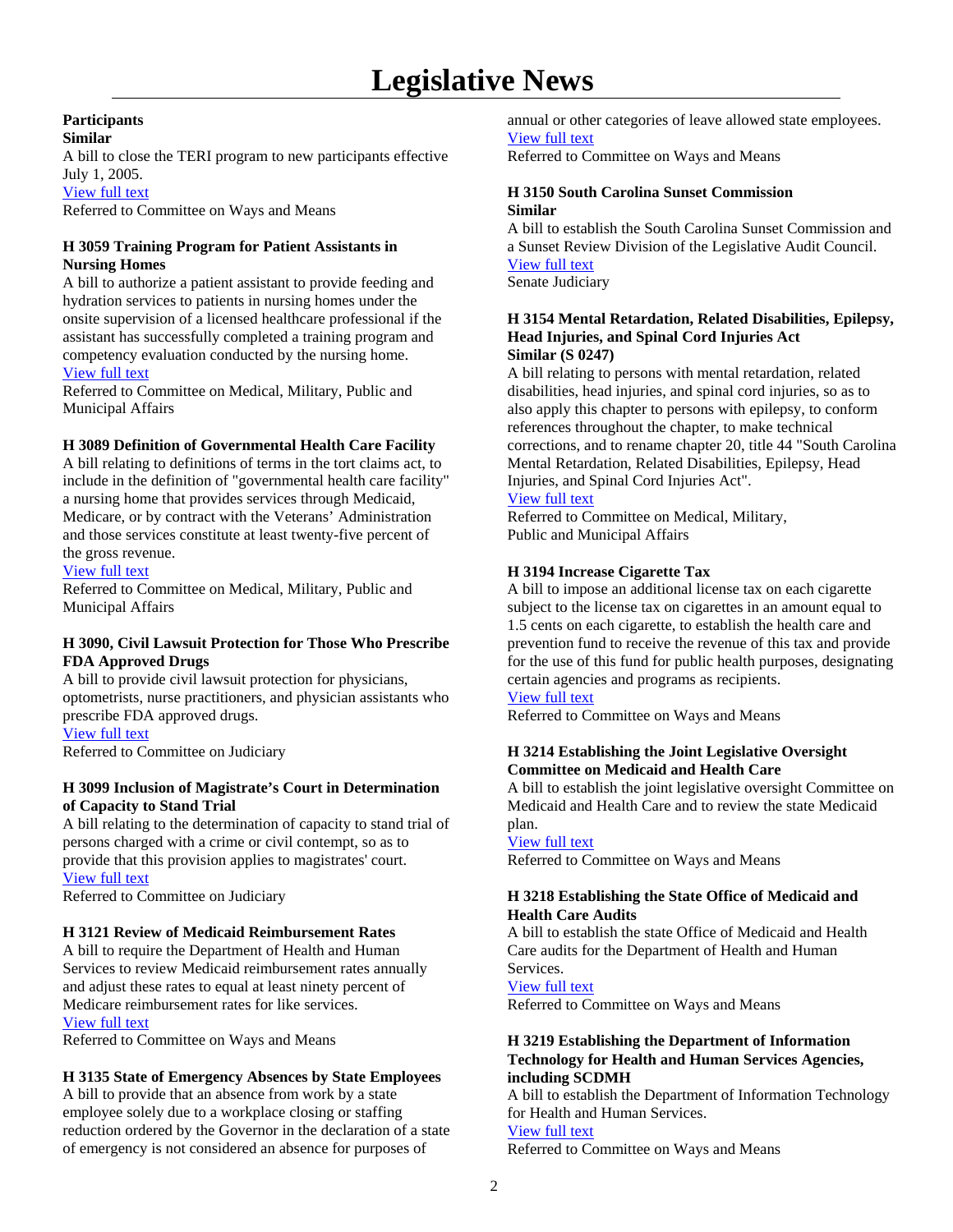# Legislative News

**Participants**
**Similar**
A bill to close the TERI program to new participants effective July 1, 2005.
View full text
Referred to Committee on Ways and Means

**H 3059 Training Program for Patient Assistants in Nursing Homes**
A bill to authorize a patient assistant to provide feeding and hydration services to patients in nursing homes under the onsite supervision of a licensed healthcare professional if the assistant has successfully completed a training program and competency evaluation conducted by the nursing home.
View full text
Referred to Committee on Medical, Military, Public and Municipal Affairs

**H 3089 Definition of Governmental Health Care Facility**
A bill relating to definitions of terms in the tort claims act, to include in the definition of "governmental health care facility" a nursing home that provides services through Medicaid, Medicare, or by contract with the Veterans' Administration and those services constitute at least twenty-five percent of the gross revenue.
View full text
Referred to Committee on Medical, Military, Public and Municipal Affairs

**H 3090, Civil Lawsuit Protection for Those Who Prescribe FDA Approved Drugs**
A bill to provide civil lawsuit protection for physicians, optometrists, nurse practitioners, and physician assistants who prescribe FDA approved drugs.
View full text
Referred to Committee on Judiciary

**H 3099 Inclusion of Magistrate's Court in Determination of Capacity to Stand Trial**
A bill relating to the determination of capacity to stand trial of persons charged with a crime or civil contempt, so as to provide that this provision applies to magistrates' court.
View full text
Referred to Committee on Judiciary

**H 3121 Review of Medicaid Reimbursement Rates**
A bill to require the Department of Health and Human Services to review Medicaid reimbursement rates annually and adjust these rates to equal at least ninety percent of Medicare reimbursement rates for like services.
View full text
Referred to Committee on Ways and Means

**H 3135 State of Emergency Absences by State Employees**
A bill to provide that an absence from work by a state employee solely due to a workplace closing or staffing reduction ordered by the Governor in the declaration of a state of emergency is not considered an absence for purposes of annual or other categories of leave allowed state employees.
View full text
Referred to Committee on Ways and Means

**H 3150 South Carolina Sunset Commission**
**Similar**
A bill to establish the South Carolina Sunset Commission and a Sunset Review Division of the Legislative Audit Council.
View full text
Senate Judiciary

**H 3154 Mental Retardation, Related Disabilities, Epilepsy, Head Injuries, and Spinal Cord Injuries Act**
**Similar (S 0247)**
A bill relating to persons with mental retardation, related disabilities, head injuries, and spinal cord injuries, so as to also apply this chapter to persons with epilepsy, to conform references throughout the chapter, to make technical corrections, and to rename chapter 20, title 44 "South Carolina Mental Retardation, Related Disabilities, Epilepsy, Head Injuries, and Spinal Cord Injuries Act".
View full text
Referred to Committee on Medical, Military, Public and Municipal Affairs

**H 3194 Increase Cigarette Tax**
A bill to impose an additional license tax on each cigarette subject to the license tax on cigarettes in an amount equal to 1.5 cents on each cigarette, to establish the health care and prevention fund to receive the revenue of this tax and provide for the use of this fund for public health purposes, designating certain agencies and programs as recipients.
View full text
Referred to Committee on Ways and Means

**H 3214 Establishing the Joint Legislative Oversight Committee on Medicaid and Health Care**
A bill to establish the joint legislative oversight Committee on Medicaid and Health Care and to review the state Medicaid plan.
View full text
Referred to Committee on Ways and Means

**H 3218 Establishing the State Office of Medicaid and Health Care Audits**
A bill to establish the state Office of Medicaid and Health Care audits for the Department of Health and Human Services.
View full text
Referred to Committee on Ways and Means

**H 3219 Establishing the Department of Information Technology for Health and Human Services Agencies, including SCDMH**
A bill to establish the Department of Information Technology for Health and Human Services.
View full text
Referred to Committee on Ways and Means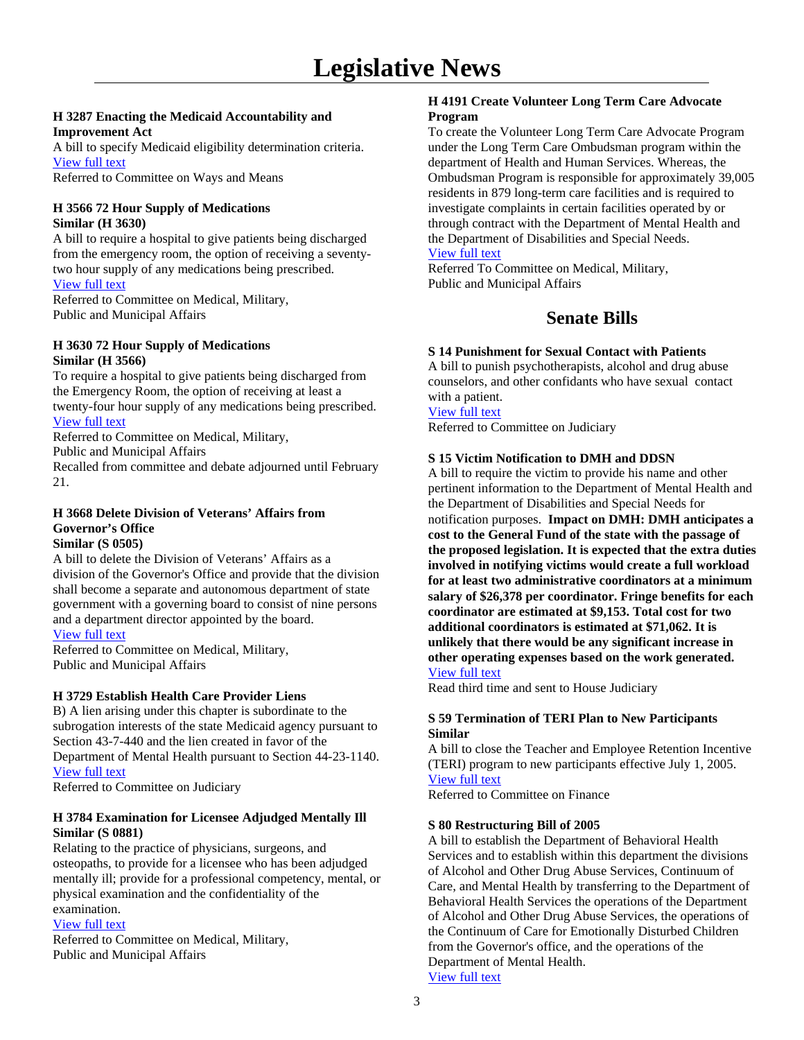# Legislative News

**H 3287 Enacting the Medicaid Accountability and Improvement Act**

A bill to specify Medicaid eligibility determination criteria.
View full text
Referred to Committee on Ways and Means

**H 3566 72 Hour Supply of Medications**
**Similar (H 3630)**

A bill to require a hospital to give patients being discharged from the emergency room, the option of receiving a seventy-two hour supply of any medications being prescribed.
View full text
Referred to Committee on Medical, Military, Public and Municipal Affairs

**H 3630 72 Hour Supply of Medications**
**Similar (H 3566)**

To require a hospital to give patients being discharged from the Emergency Room, the option of receiving at least a twenty-four hour supply of any medications being prescribed.
View full text
Referred to Committee on Medical, Military, Public and Municipal Affairs
Recalled from committee and debate adjourned until February 21.

**H 3668 Delete Division of Veterans' Affairs from Governor's Office**
**Similar (S 0505)**

A bill to delete the Division of Veterans' Affairs as a division of the Governor's Office and provide that the division shall become a separate and autonomous department of state government with a governing board to consist of nine persons and a department director appointed by the board.
View full text
Referred to Committee on Medical, Military, Public and Municipal Affairs

**H 3729 Establish Health Care Provider Liens**

B) A lien arising under this chapter is subordinate to the subrogation interests of the state Medicaid agency pursuant to Section 43-7-440 and the lien created in favor of the Department of Mental Health pursuant to Section 44-23-1140.
View full text
Referred to Committee on Judiciary

**H 3784 Examination for Licensee Adjudged Mentally Ill**
**Similar (S 0881)**

Relating to the practice of physicians, surgeons, and osteopaths, to provide for a licensee who has been adjudged mentally ill; provide for a professional competency, mental, or physical examination and the confidentiality of the examination.
View full text
Referred to Committee on Medical, Military, Public and Municipal Affairs

**H 4191 Create Volunteer Long Term Care Advocate Program**

To create the Volunteer Long Term Care Advocate Program under the Long Term Care Ombudsman program within the department of Health and Human Services. Whereas, the Ombudsman Program is responsible for approximately 39,005 residents in 879 long-term care facilities and is required to investigate complaints in certain facilities operated by or through contract with the Department of Mental Health and the Department of Disabilities and Special Needs.
View full text
Referred To Committee on Medical, Military, Public and Municipal Affairs

## Senate Bills

**S 14 Punishment for Sexual Contact with Patients**

A bill to punish psychotherapists, alcohol and drug abuse counselors, and other confidants who have sexual contact with a patient.
View full text
Referred to Committee on Judiciary

**S 15 Victim Notification to DMH and DDSN**

A bill to require the victim to provide his name and other pertinent information to the Department of Mental Health and the Department of Disabilities and Special Needs for notification purposes. **Impact on DMH: DMH anticipates a cost to the General Fund of the state with the passage of the proposed legislation. It is expected that the extra duties involved in notifying victims would create a full workload for at least two administrative coordinators at a minimum salary of $26,378 per coordinator. Fringe benefits for each coordinator are estimated at $9,153. Total cost for two additional coordinators is estimated at $71,062. It is unlikely that there would be any significant increase in other operating expenses based on the work generated.**
View full text
Read third time and sent to House Judiciary

**S 59 Termination of TERI Plan to New Participants Similar**

A bill to close the Teacher and Employee Retention Incentive (TERI) program to new participants effective July 1, 2005.
View full text
Referred to Committee on Finance

**S 80 Restructuring Bill of 2005**

A bill to establish the Department of Behavioral Health Services and to establish within this department the divisions of Alcohol and Other Drug Abuse Services, Continuum of Care, and Mental Health by transferring to the Department of Behavioral Health Services the operations of the Department of Alcohol and Other Drug Abuse Services, the operations of the Continuum of Care for Emotionally Disturbed Children from the Governor's office, and the operations of the Department of Mental Health.
View full text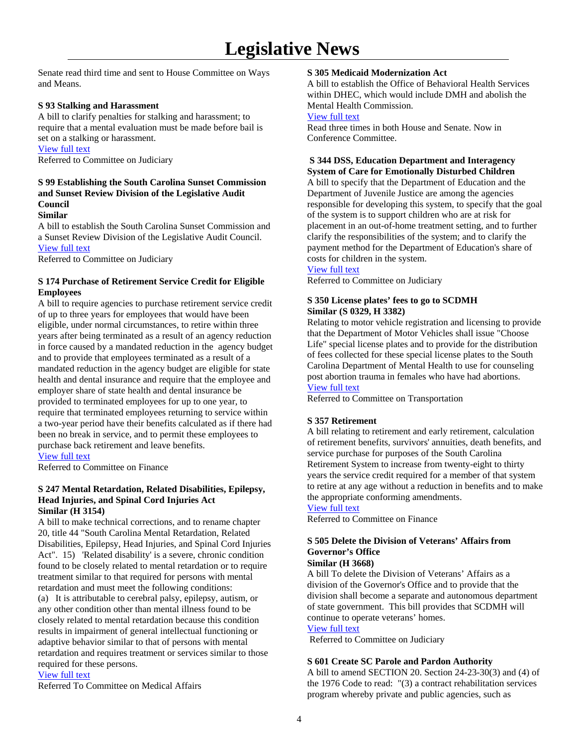# Legislative News

Senate read third time and sent to House Committee on Ways and Means.

**S 93 Stalking and Harassment**
A bill to clarify penalties for stalking and harassment; to require that a mental evaluation must be made before bail is set on a stalking or harassment.
View full text
Referred to Committee on Judiciary

**S 99 Establishing the South Carolina Sunset Commission and Sunset Review Division of the Legislative Audit Council**
**Similar**
A bill to establish the South Carolina Sunset Commission and a Sunset Review Division of the Legislative Audit Council.
View full text
Referred to Committee on Judiciary

**S 174 Purchase of Retirement Service Credit for Eligible Employees**
A bill to require agencies to purchase retirement service credit of up to three years for employees that would have been eligible, under normal circumstances, to retire within three years after being terminated as a result of an agency reduction in force caused by a mandated reduction in the agency budget and to provide that employees terminated as a result of a mandated reduction in the agency budget are eligible for state health and dental insurance and require that the employee and employer share of state health and dental insurance be provided to terminated employees for up to one year, to require that terminated employees returning to service within a two-year period have their benefits calculated as if there had been no break in service, and to permit these employees to purchase back retirement and leave benefits.
View full text
Referred to Committee on Finance

**S 247 Mental Retardation, Related Disabilities, Epilepsy, Head Injuries, and Spinal Cord Injuries Act**
**Similar (H 3154)**
A bill to make technical corrections, and to rename chapter 20, title 44 "South Carolina Mental Retardation, Related Disabilities, Epilepsy, Head Injuries, and Spinal Cord Injuries Act". 15) 'Related disability' is a severe, chronic condition found to be closely related to mental retardation or to require treatment similar to that required for persons with mental retardation and must meet the following conditions:
(a) It is attributable to cerebral palsy, epilepsy, autism, or any other condition other than mental illness found to be closely related to mental retardation because this condition results in impairment of general intellectual functioning or adaptive behavior similar to that of persons with mental retardation and requires treatment or services similar to those required for these persons.
View full text
Referred To Committee on Medical Affairs

**S 305 Medicaid Modernization Act**
A bill to establish the Office of Behavioral Health Services within DHEC, which would include DMH and abolish the Mental Health Commission.
View full text
Read three times in both House and Senate. Now in Conference Committee.

**S 344 DSS, Education Department and Interagency System of Care for Emotionally Disturbed Children**
A bill to specify that the Department of Education and the Department of Juvenile Justice are among the agencies responsible for developing this system, to specify that the goal of the system is to support children who are at risk for placement in an out-of-home treatment setting, and to further clarify the responsibilities of the system; and to clarify the payment method for the Department of Education's share of costs for children in the system.
View full text
Referred to Committee on Judiciary

**S 350 License plates' fees to go to SCDMH**
**Similar (S 0329, H 3382)**
Relating to motor vehicle registration and licensing to provide that the Department of Motor Vehicles shall issue "Choose Life" special license plates and to provide for the distribution of fees collected for these special license plates to the South Carolina Department of Mental Health to use for counseling post abortion trauma in females who have had abortions.
View full text
Referred to Committee on Transportation

**S 357 Retirement**
A bill relating to retirement and early retirement, calculation of retirement benefits, survivors' annuities, death benefits, and service purchase for purposes of the South Carolina Retirement System to increase from twenty-eight to thirty years the service credit required for a member of that system to retire at any age without a reduction in benefits and to make the appropriate conforming amendments.
View full text
Referred to Committee on Finance

**S 505 Delete the Division of Veterans' Affairs from Governor's Office**
**Similar (H 3668)**
A bill To delete the Division of Veterans' Affairs as a division of the Governor's Office and to provide that the division shall become a separate and autonomous department of state government. This bill provides that SCDMH will continue to operate veterans' homes.
View full text
Referred to Committee on Judiciary

**S 601 Create SC Parole and Pardon Authority**
A bill to amend SECTION 20. Section 24-23-30(3) and (4) of the 1976 Code to read: "(3) a contract rehabilitation services program whereby private and public agencies, such as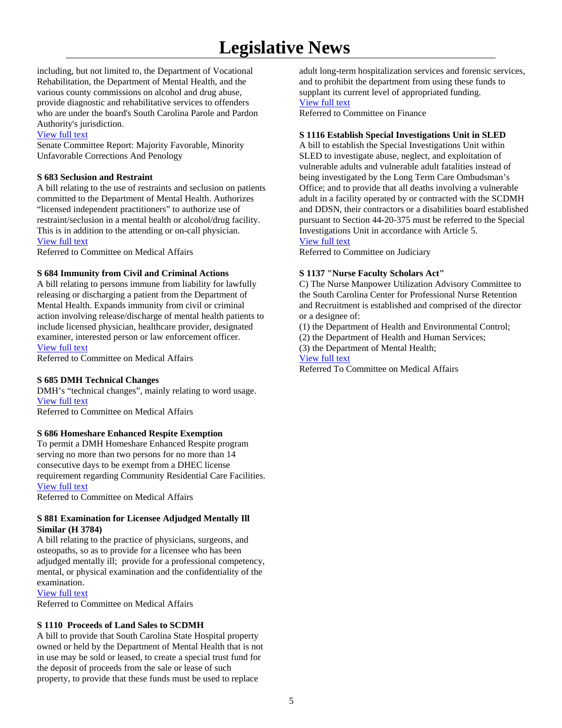# Legislative News

including, but not limited to, the Department of Vocational Rehabilitation, the Department of Mental Health, and the various county commissions on alcohol and drug abuse, provide diagnostic and rehabilitative services to offenders who are under the board's South Carolina Parole and Pardon Authority's jurisdiction.
View full text
Senate Committee Report: Majority Favorable, Minority Unfavorable Corrections And Penology

**S 683 Seclusion and Restraint**
A bill relating to the use of restraints and seclusion on patients committed to the Department of Mental Health. Authorizes "licensed independent practitioners" to authorize use of restraint/seclusion in a mental health or alcohol/drug facility. This is in addition to the attending or on-call physician.
View full text
Referred to Committee on Medical Affairs

**S 684 Immunity from Civil and Criminal Actions**
A bill relating to persons immune from liability for lawfully releasing or discharging a patient from the Department of Mental Health. Expands immunity from civil or criminal action involving release/discharge of mental health patients to include licensed physician, healthcare provider, designated examiner, interested person or law enforcement officer.
View full text
Referred to Committee on Medical Affairs

**S 685 DMH Technical Changes**
DMH's "technical changes", mainly relating to word usage.
View full text
Referred to Committee on Medical Affairs

**S 686 Homeshare Enhanced Respite Exemption**
To permit a DMH Homeshare Enhanced Respite program serving no more than two persons for no more than 14 consecutive days to be exempt from a DHEC license requirement regarding Community Residential Care Facilities.
View full text
Referred to Committee on Medical Affairs

**S 881 Examination for Licensee Adjudged Mentally Ill Similar (H 3784)**
A bill relating to the practice of physicians, surgeons, and osteopaths, so as to provide for a licensee who has been adjudged mentally ill; provide for a professional competency, mental, or physical examination and the confidentiality of the examination.
View full text
Referred to Committee on Medical Affairs

**S 1110 Proceeds of Land Sales to SCDMH**
A bill to provide that South Carolina State Hospital property owned or held by the Department of Mental Health that is not in use may be sold or leased, to create a special trust fund for the deposit of proceeds from the sale or lease of such property, to provide that these funds must be used to replace adult long-term hospitalization services and forensic services, and to prohibit the department from using these funds to supplant its current level of appropriated funding.
View full text
Referred to Committee on Finance

**S 1116 Establish Special Investigations Unit in SLED**
A bill to establish the Special Investigations Unit within SLED to investigate abuse, neglect, and exploitation of vulnerable adults and vulnerable adult fatalities instead of being investigated by the Long Term Care Ombudsman's Office; and to provide that all deaths involving a vulnerable adult in a facility operated by or contracted with the SCDMH and DDSN, their contractors or a disabilities board established pursuant to Section 44-20-375 must be referred to the Special Investigations Unit in accordance with Article 5.
View full text
Referred to Committee on Judiciary

**S 1137 "Nurse Faculty Scholars Act"**
C) The Nurse Manpower Utilization Advisory Committee to the South Carolina Center for Professional Nurse Retention and Recruitment is established and comprised of the director or a designee of:
(1) the Department of Health and Environmental Control;
(2) the Department of Health and Human Services;
(3) the Department of Mental Health;
View full text
Referred To Committee on Medical Affairs